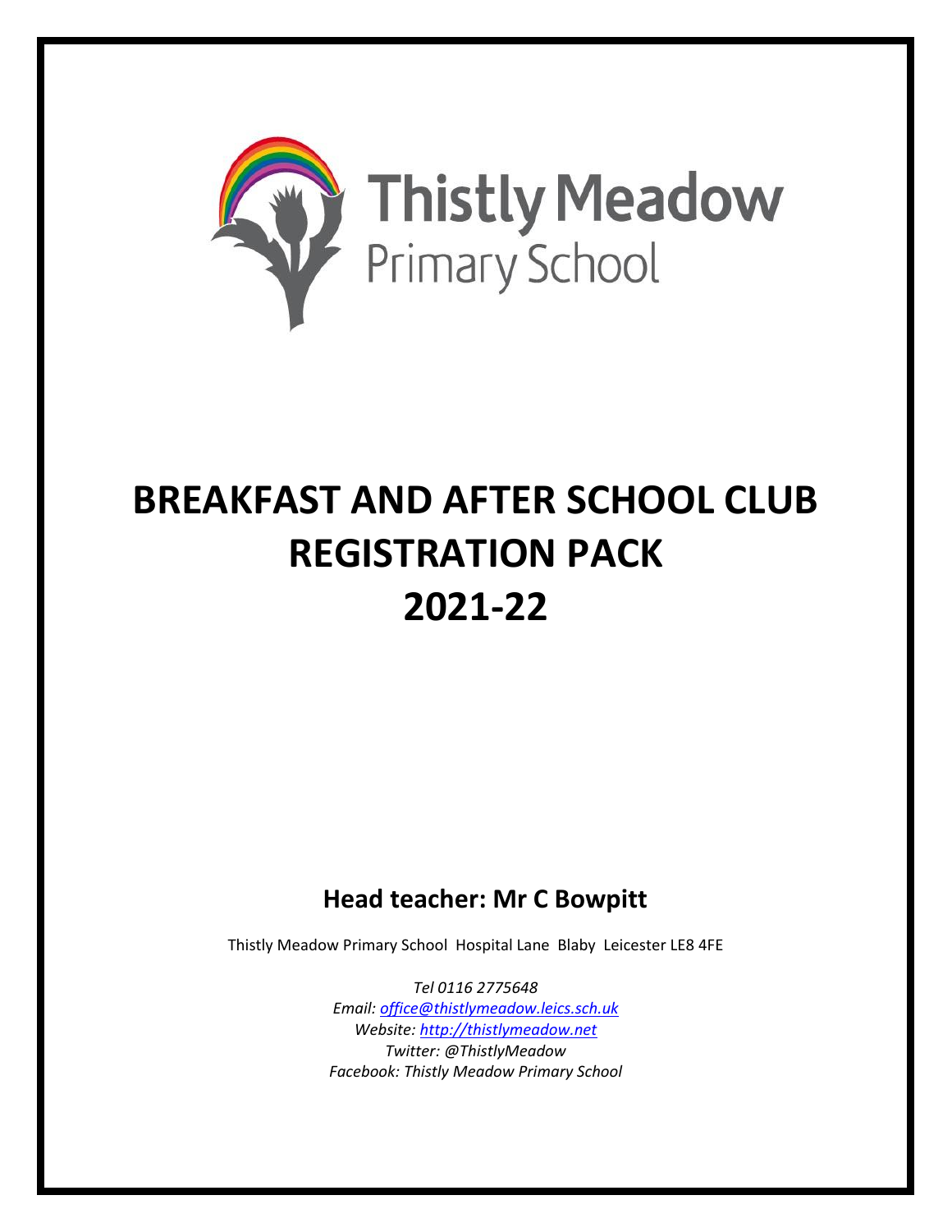Thistly Meadow
Primary School

# BREAKFAST AND AFTER SCHOOL CLUB REGISTRATION PACK 2021-22

## Head teacher: Mr C Bowpitt

Thistly Meadow Primary School Hospital Lane Blaby Leicester LE8 4FE

*Tel 0116 2775648*
*Email: office@thistlymeadow.leics.sch.uk*
*Website: http://thistlymeadow.net*
*Twitter: @ThistlyMeadow*
*Facebook: Thistly Meadow Primary School*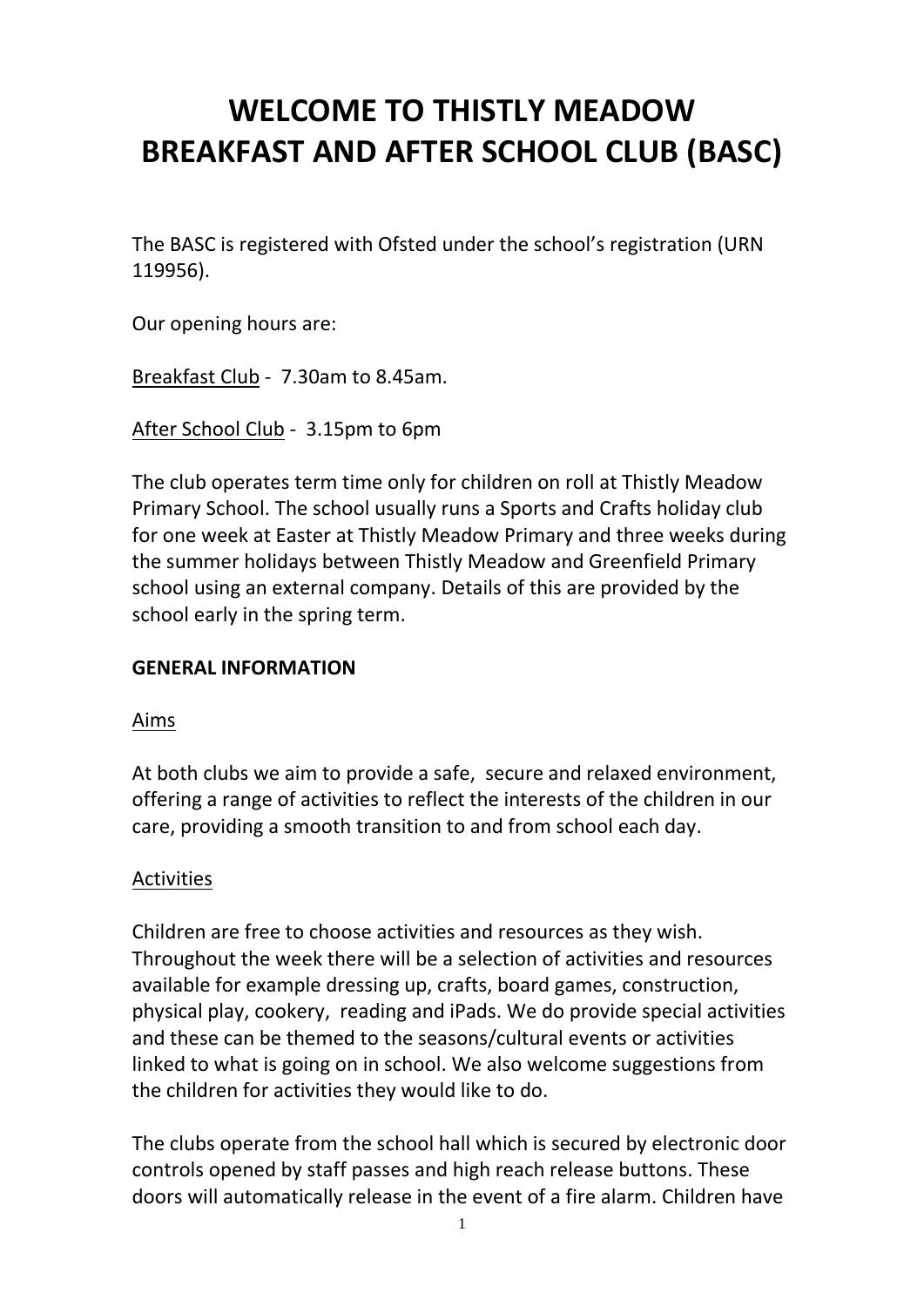# WELCOME TO THISTLY MEADOW BREAKFAST AND AFTER SCHOOL CLUB (BASC)

The BASC is registered with Ofsted under the school's registration (URN 119956).

Our opening hours are:

Breakfast Club - 7.30am to 8.45am.

After School Club - 3.15pm to 6pm

The club operates term time only for children on roll at Thistly Meadow Primary School. The school usually runs a Sports and Crafts holiday club for one week at Easter at Thistly Meadow Primary and three weeks during the summer holidays between Thistly Meadow and Greenfield Primary school using an external company. Details of this are provided by the school early in the spring term.

**GENERAL INFORMATION**

Aims

At both clubs we aim to provide a safe, secure and relaxed environment, offering a range of activities to reflect the interests of the children in our care, providing a smooth transition to and from school each day.

Activities

Children are free to choose activities and resources as they wish. Throughout the week there will be a selection of activities and resources available for example dressing up, crafts, board games, construction, physical play, cookery, reading and iPads. We do provide special activities and these can be themed to the seasons/cultural events or activities linked to what is going on in school. We also welcome suggestions from the children for activities they would like to do.

The clubs operate from the school hall which is secured by electronic door controls opened by staff passes and high reach release buttons. These doors will automatically release in the event of a fire alarm. Children have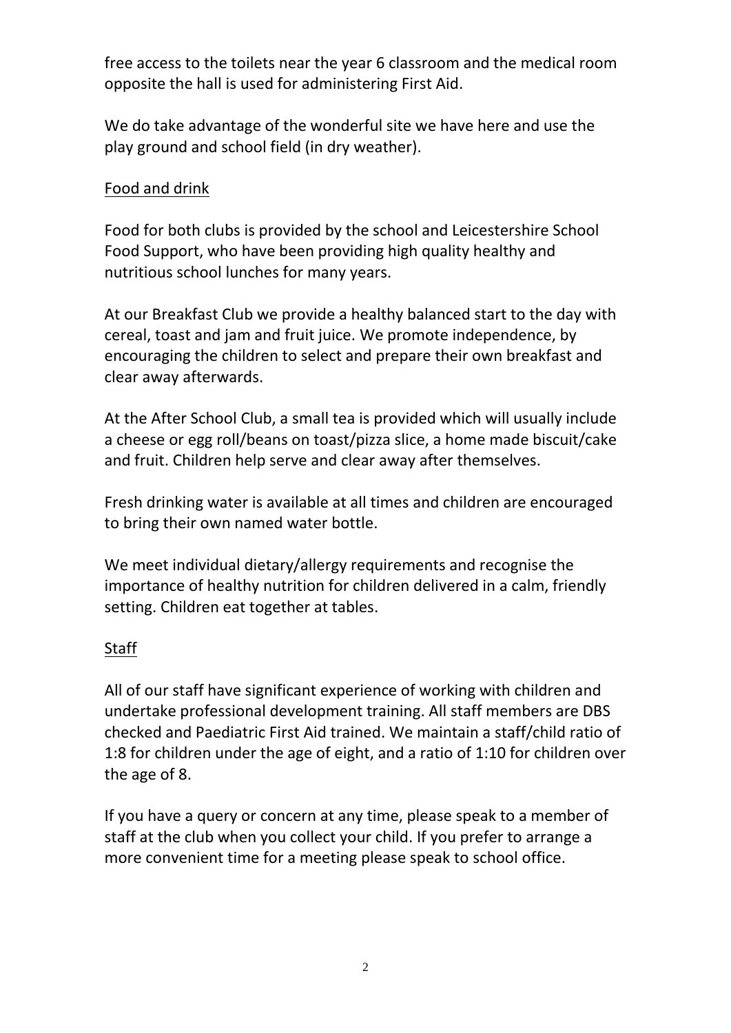free access to the toilets near the year 6 classroom and the medical room opposite the hall is used for administering First Aid.

We do take advantage of the wonderful site we have here and use the play ground and school field (in dry weather).

## Food and drink

Food for both clubs is provided by the school and Leicestershire School Food Support, who have been providing high quality healthy and nutritious school lunches for many years.

At our Breakfast Club we provide a healthy balanced start to the day with cereal, toast and jam and fruit juice. We promote independence, by encouraging the children to select and prepare their own breakfast and clear away afterwards.

At the After School Club, a small tea is provided which will usually include a cheese or egg roll/beans on toast/pizza slice, a home made biscuit/cake and fruit. Children help serve and clear away after themselves.

Fresh drinking water is available at all times and children are encouraged to bring their own named water bottle.

We meet individual dietary/allergy requirements and recognise the importance of healthy nutrition for children delivered in a calm, friendly setting. Children eat together at tables.

## Staff

All of our staff have significant experience of working with children and undertake professional development training. All staff members are DBS checked and Paediatric First Aid trained. We maintain a staff/child ratio of 1:8 for children under the age of eight, and a ratio of 1:10 for children over the age of 8.

If you have a query or concern at any time, please speak to a member of staff at the club when you collect your child. If you prefer to arrange a more convenient time for a meeting please speak to school office.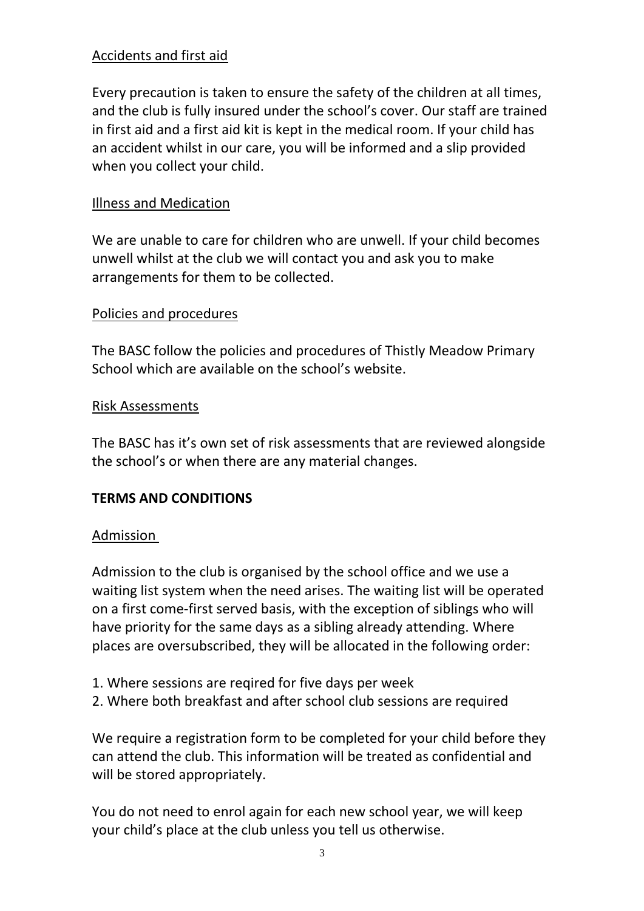Accidents and first aid

Every precaution is taken to ensure the safety of the children at all times, and the club is fully insured under the school's cover. Our staff are trained in first aid and a first aid kit is kept in the medical room. If your child has an accident whilst in our care, you will be informed and a slip provided when you collect your child.

Illness and Medication

We are unable to care for children who are unwell. If your child becomes unwell whilst at the club we will contact you and ask you to make arrangements for them to be collected.

Policies and procedures

The BASC follow the policies and procedures of Thistly Meadow Primary School which are available on the school's website.

Risk Assessments

The BASC has it's own set of risk assessments that are reviewed alongside the school's or when there are any material changes.

## TERMS AND CONDITIONS

Admission

Admission to the club is organised by the school office and we use a waiting list system when the need arises. The waiting list will be operated on a first come-first served basis, with the exception of siblings who will have priority for the same days as a sibling already attending. Where places are oversubscribed, they will be allocated in the following order:

1. Where sessions are reqired for five days per week
2. Where both breakfast and after school club sessions are required

We require a registration form to be completed for your child before they can attend the club. This information will be treated as confidential and will be stored appropriately.

You do not need to enrol again for each new school year, we will keep your child's place at the club unless you tell us otherwise.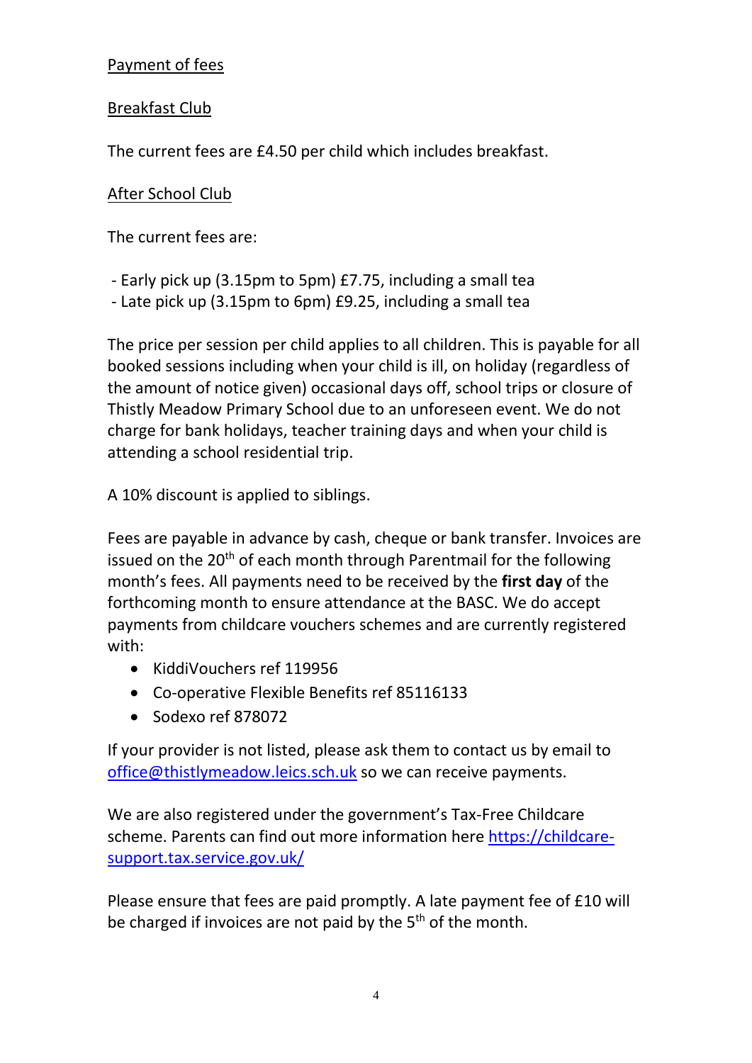## Payment of fees

### Breakfast Club

The current fees are £4.50 per child which includes breakfast.

### After School Club

The current fees are:

- Early pick up (3.15pm to 5pm) £7.75, including a small tea
- Late pick up (3.15pm to 6pm) £9.25, including a small tea

The price per session per child applies to all children. This is payable for all booked sessions including when your child is ill, on holiday (regardless of the amount of notice given) occasional days off, school trips or closure of Thistly Meadow Primary School due to an unforeseen event. We do not charge for bank holidays, teacher training days and when your child is attending a school residential trip.

A 10% discount is applied to siblings.

Fees are payable in advance by cash, cheque or bank transfer. Invoices are issued on the 20th of each month through Parentmail for the following month's fees. All payments need to be received by the **first day** of the forthcoming month to ensure attendance at the BASC. We do accept payments from childcare vouchers schemes and are currently registered with:

- KiddiVouchers ref 119956
- Co-operative Flexible Benefits ref 85116133
- Sodexo ref 878072

If your provider is not listed, please ask them to contact us by email to office@thistlymeadow.leics.sch.uk so we can receive payments.

We are also registered under the government's Tax-Free Childcare scheme. Parents can find out more information here https://childcare-support.tax.service.gov.uk/

Please ensure that fees are paid promptly. A late payment fee of £10 will be charged if invoices are not paid by the 5th of the month.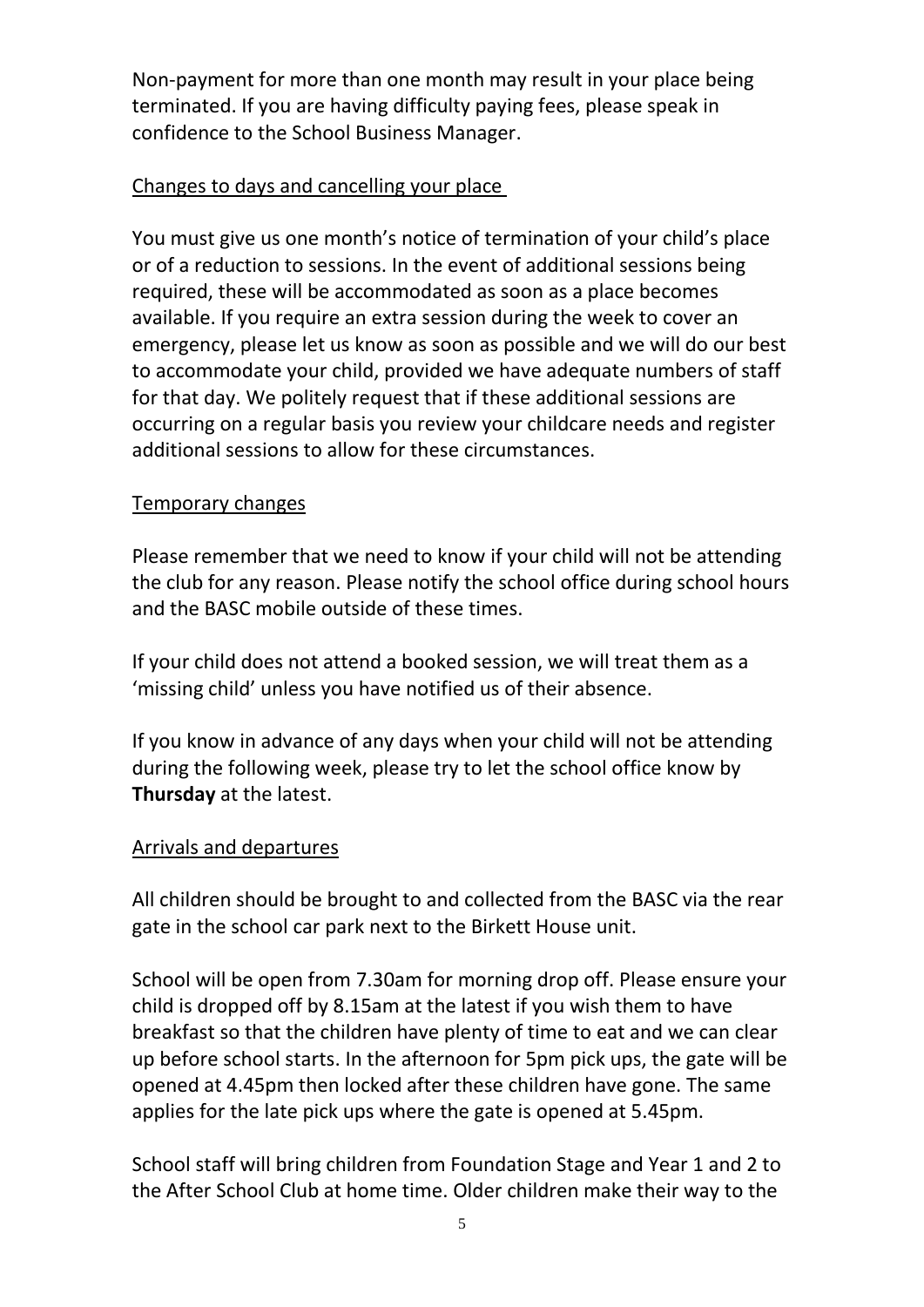Non-payment for more than one month may result in your place being terminated. If you are having difficulty paying fees, please speak in confidence to the School Business Manager.

## Changes to days and cancelling your place

You must give us one month's notice of termination of your child's place or of a reduction to sessions. In the event of additional sessions being required, these will be accommodated as soon as a place becomes available. If you require an extra session during the week to cover an emergency, please let us know as soon as possible and we will do our best to accommodate your child, provided we have adequate numbers of staff for that day. We politely request that if these additional sessions are occurring on a regular basis you review your childcare needs and register additional sessions to allow for these circumstances.

## Temporary changes

Please remember that we need to know if your child will not be attending the club for any reason. Please notify the school office during school hours and the BASC mobile outside of these times.

If your child does not attend a booked session, we will treat them as a 'missing child' unless you have notified us of their absence.

If you know in advance of any days when your child will not be attending during the following week, please try to let the school office know by **Thursday** at the latest.

## Arrivals and departures

All children should be brought to and collected from the BASC via the rear gate in the school car park next to the Birkett House unit.

School will be open from 7.30am for morning drop off. Please ensure your child is dropped off by 8.15am at the latest if you wish them to have breakfast so that the children have plenty of time to eat and we can clear up before school starts. In the afternoon for 5pm pick ups, the gate will be opened at 4.45pm then locked after these children have gone. The same applies for the late pick ups where the gate is opened at 5.45pm.

School staff will bring children from Foundation Stage and Year 1 and 2 to the After School Club at home time. Older children make their way to the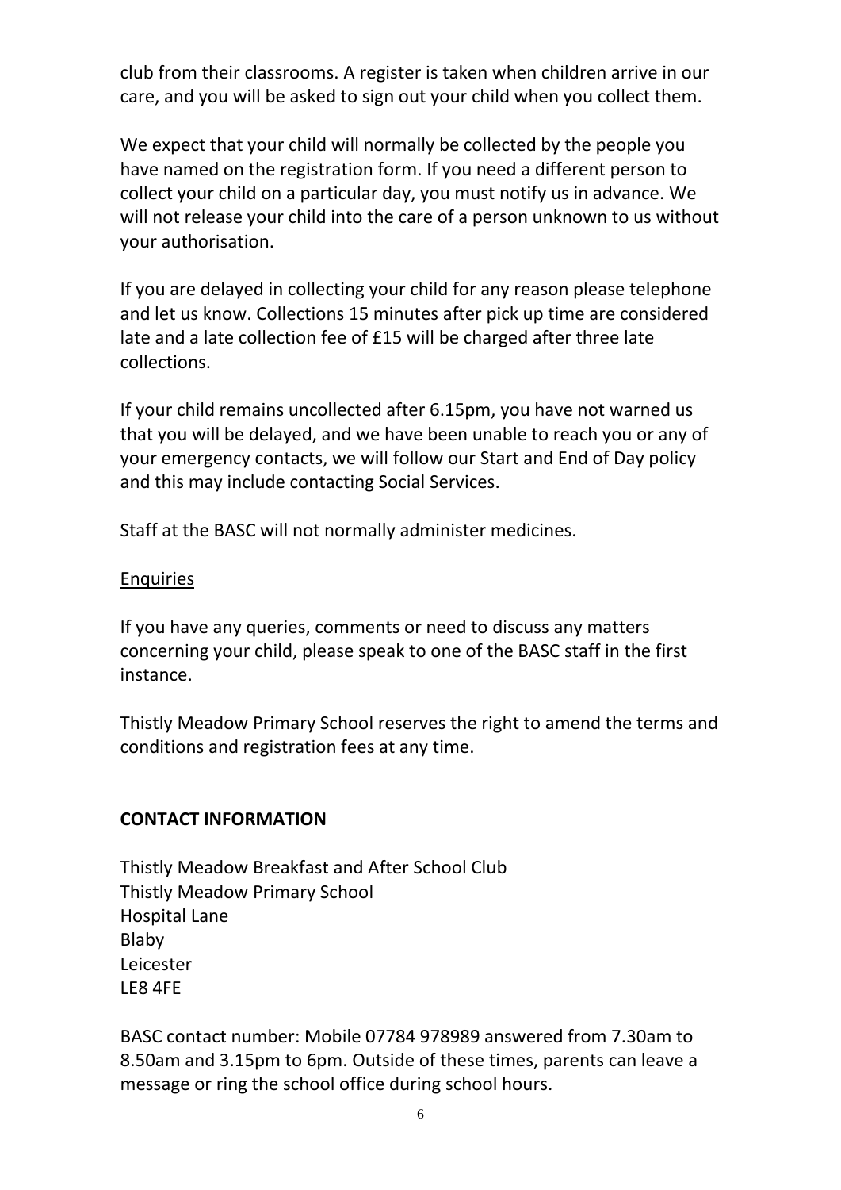club from their classrooms. A register is taken when children arrive in our care, and you will be asked to sign out your child when you collect them.

We expect that your child will normally be collected by the people you have named on the registration form. If you need a different person to collect your child on a particular day, you must notify us in advance. We will not release your child into the care of a person unknown to us without your authorisation.

If you are delayed in collecting your child for any reason please telephone and let us know. Collections 15 minutes after pick up time are considered late and a late collection fee of £15 will be charged after three late collections.

If your child remains uncollected after 6.15pm, you have not warned us that you will be delayed, and we have been unable to reach you or any of your emergency contacts, we will follow our Start and End of Day policy and this may include contacting Social Services.

Staff at the BASC will not normally administer medicines.

<u>Enquiries</u>

If you have any queries, comments or need to discuss any matters concerning your child, please speak to one of the BASC staff in the first instance.

Thistly Meadow Primary School reserves the right to amend the terms and conditions and registration fees at any time.

**CONTACT INFORMATION**

Thistly Meadow Breakfast and After School Club
Thistly Meadow Primary School
Hospital Lane
Blaby
Leicester
LE8 4FE

BASC contact number: Mobile 07784 978989 answered from 7.30am to 8.50am and 3.15pm to 6pm. Outside of these times, parents can leave a message or ring the school office during school hours.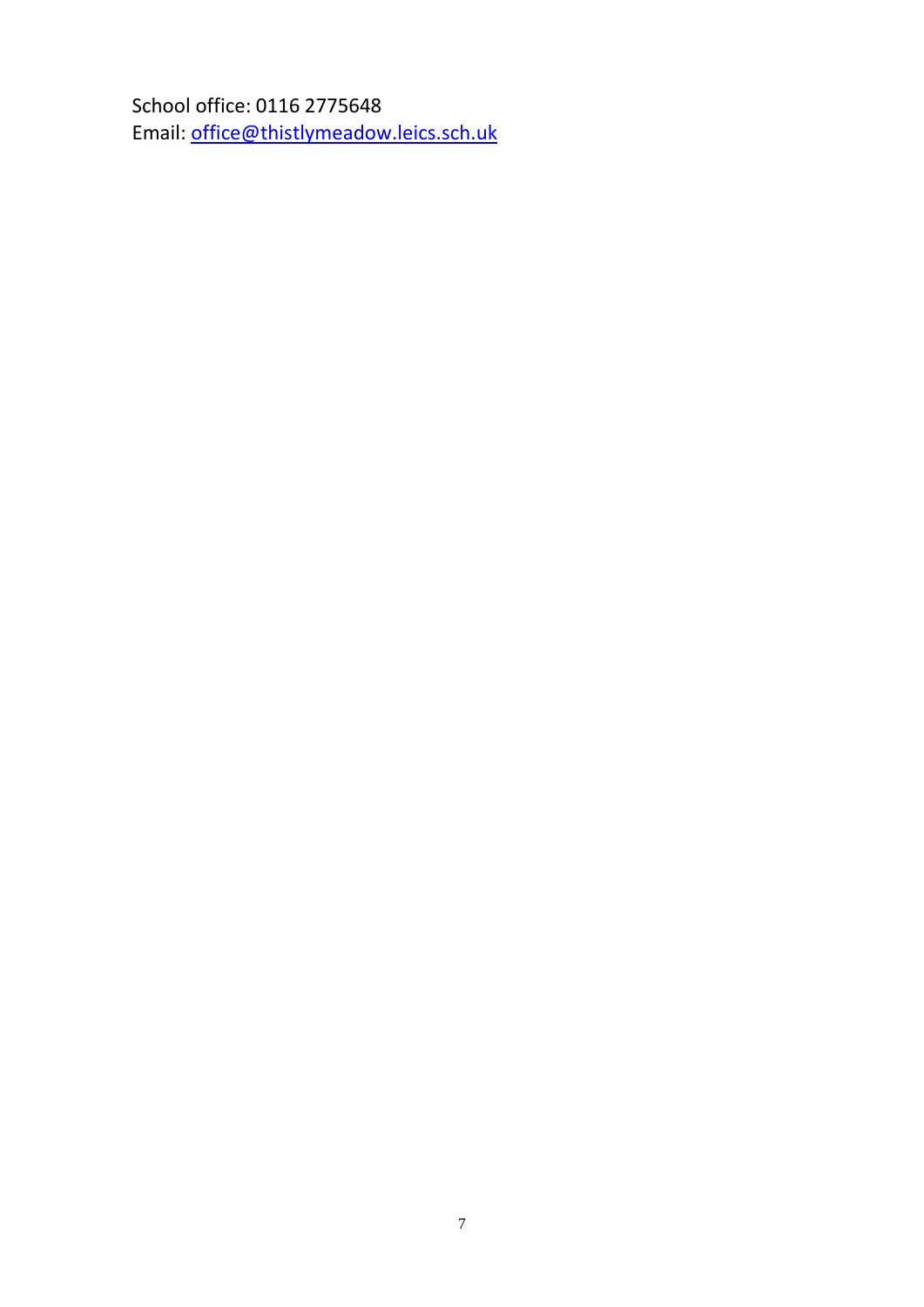School office: 0116 2775648
Email: office@thistlymeadow.leics.sch.uk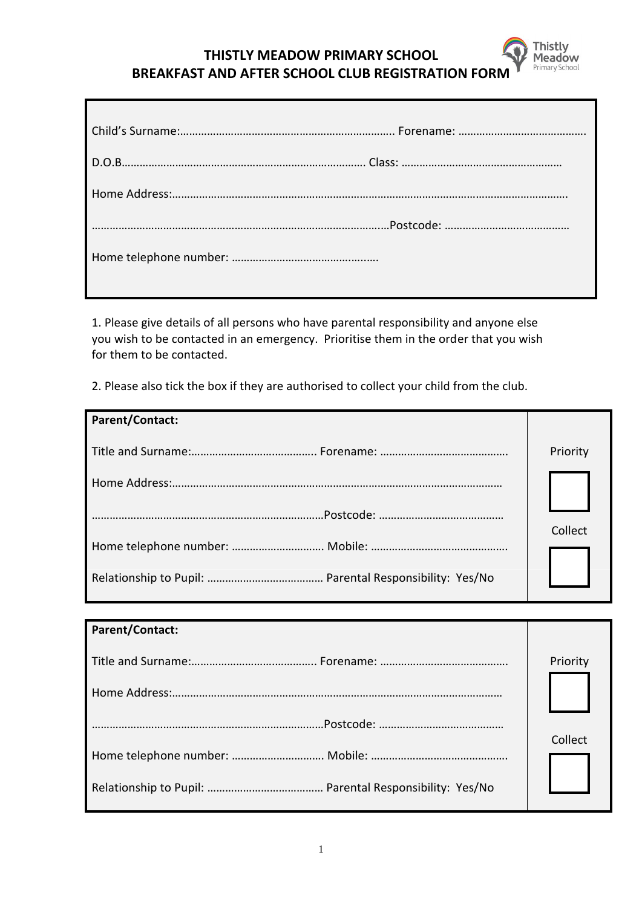# THISTLY MEADOW PRIMARY SCHOOL
## BREAKFAST AND AFTER SCHOOL CLUB REGISTRATION FORM

Child's Surname:…………………………………………………………….. Forename: …………………………………….

D.O.B…………………………………………………………………….. Class: ………………………………………………

Home Address:…………………………………………………………………………………………………………………….

……………………………………………………………………………………Postcode: ……………………………………

Home telephone number: …………………………………………

1. Please give details of all persons who have parental responsibility and anyone else you wish to be contacted in an emergency. Prioritise them in the order that you wish for them to be contacted.

2. Please also tick the box if they are authorised to collect your child from the club.

| **Parent/Contact:** | |
|---|---|
| Title and Surname:………………………………….. Forename: ……………………………………. | Priority ☐ |
| Home Address:………………………………………………………………………………………… | |
| ………………………………………………………………Postcode: …………………………………… | Collect ☐ |
| Home telephone number: ………………………… Mobile: ………………………………………. | |
| Relationship to Pupil: ………………………………… Parental Responsibility: Yes/No | |

| **Parent/Contact:** | |
|---|---|
| Title and Surname:………………………………….. Forename: ……………………………………. | Priority ☐ |
| Home Address:………………………………………………………………………………………… | |
| ………………………………………………………………Postcode: …………………………………… | Collect ☐ |
| Home telephone number: ………………………… Mobile: ………………………………………. | |
| Relationship to Pupil: ………………………………… Parental Responsibility: Yes/No | |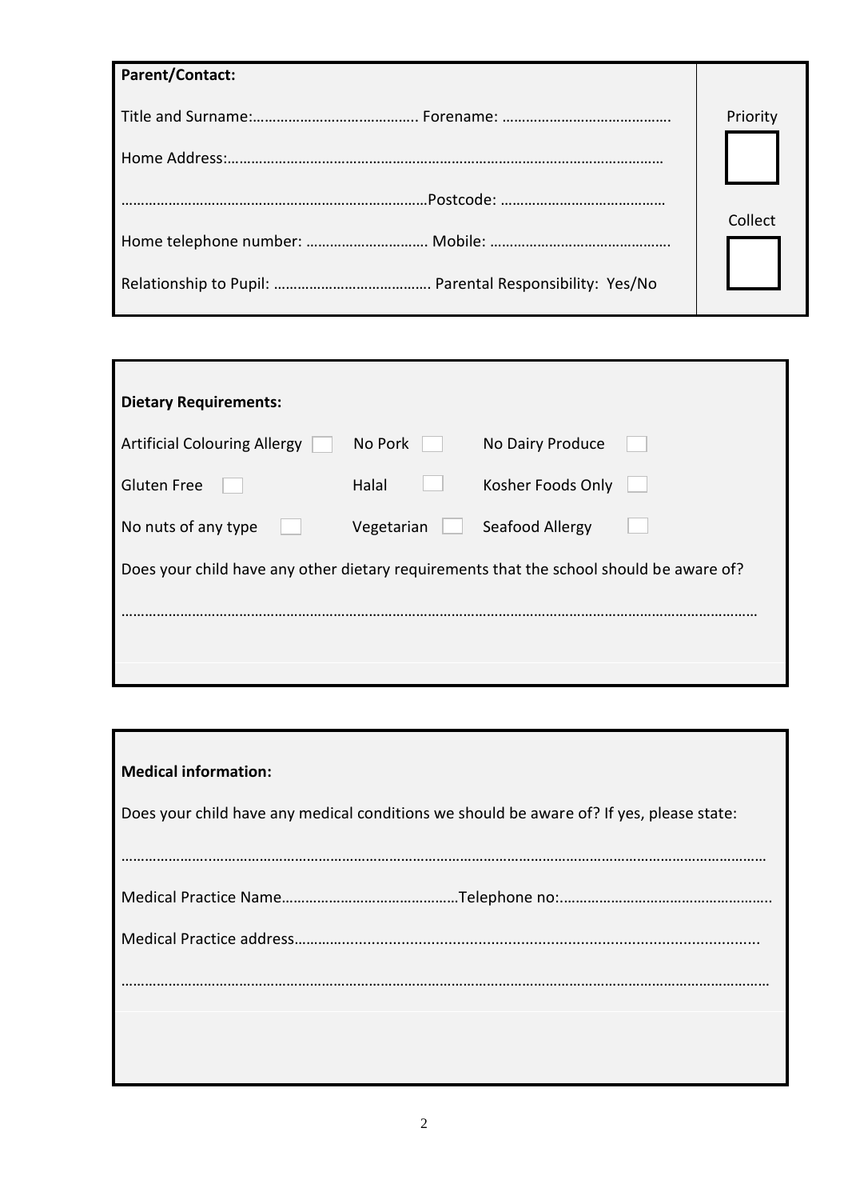**Parent/Contact:**

Title and Surname:………………………………….. Forename: …………………………………….

Home Address:………………………………………………………………………………………………

……………………………………………………………………Postcode: …………………………………

Home telephone number: ………………………… Mobile: ……………………………………….

Relationship to Pupil: ………………………………… Parental Responsibility: Yes/No

Priority ☐

Collect ☐

**Dietary Requirements:**

| | | | | | |
|---|---|---|---|---|---|
| Artificial Colouring Allergy | ☐ | No Pork | ☐ | No Dairy Produce | ☐ |
| Gluten Free | ☐ | Halal | ☐ | Kosher Foods Only | ☐ |
| No nuts of any type | ☐ | Vegetarian | ☐ | Seafood Allergy | ☐ |

Does your child have any other dietary requirements that the school should be aware of?

……………………………………………………………………………………………………………………………………………

**Medical information:**

Does your child have any medical conditions we should be aware of? If yes, please state:

……………………………………………………………………………………………………………………………………………

Medical Practice Name……………………………………Telephone no:……………………………………………..

Medical Practice address………………………………………………………………………………………………..

……………………………………………………………………………………………………………………………………………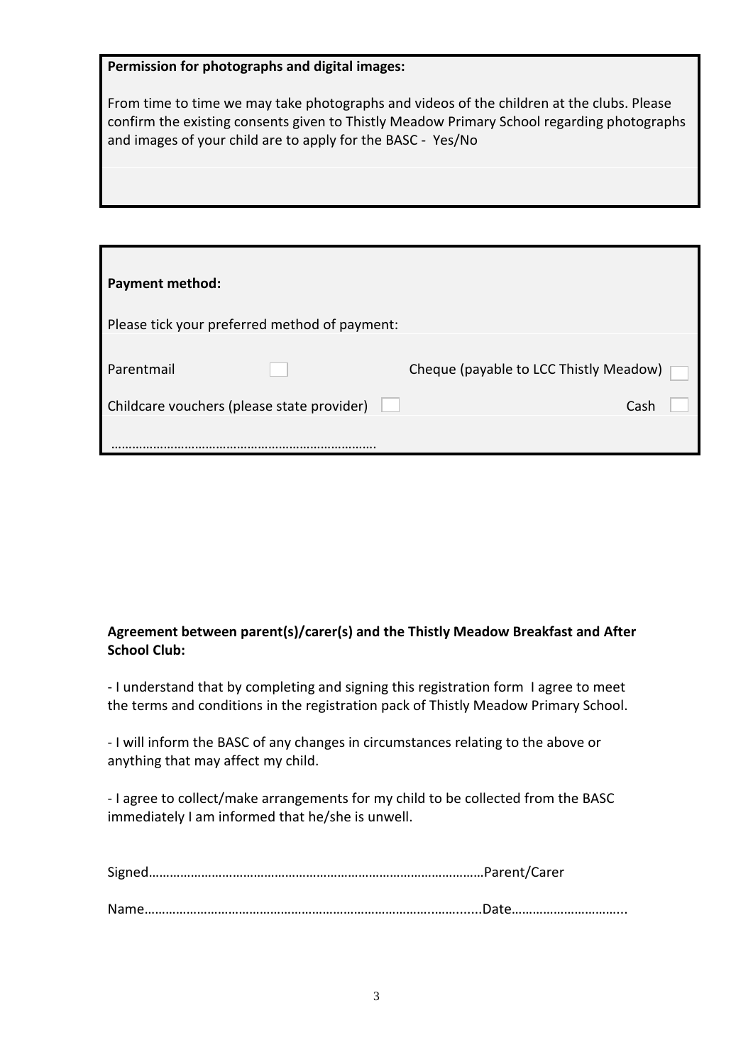**Permission for photographs and digital images:**

From time to time we may take photographs and videos of the children at the clubs. Please confirm the existing consents given to Thistly Meadow Primary School regarding photographs and images of your child are to apply for the BASC - Yes/No

**Payment method:**

Please tick your preferred method of payment:

| | | | |
|---|---|---|---|
| Parentmail | ☐ | Cheque (payable to LCC Thistly Meadow) | ☐ |
| Childcare vouchers (please state provider) | ☐ | Cash | ☐ |

…………………………………………………………………

**Agreement between parent(s)/carer(s) and the Thistly Meadow Breakfast and After School Club:**

- I understand that by completing and signing this registration form I agree to meet the terms and conditions in the registration pack of Thistly Meadow Primary School.

- I will inform the BASC of any changes in circumstances relating to the above or anything that may affect my child.

- I agree to collect/make arrangements for my child to be collected from the BASC immediately I am informed that he/she is unwell.

Signed……………………………………………………………………………………Parent/Carer

Name…………………………………………………………………………..….......Date…………………………..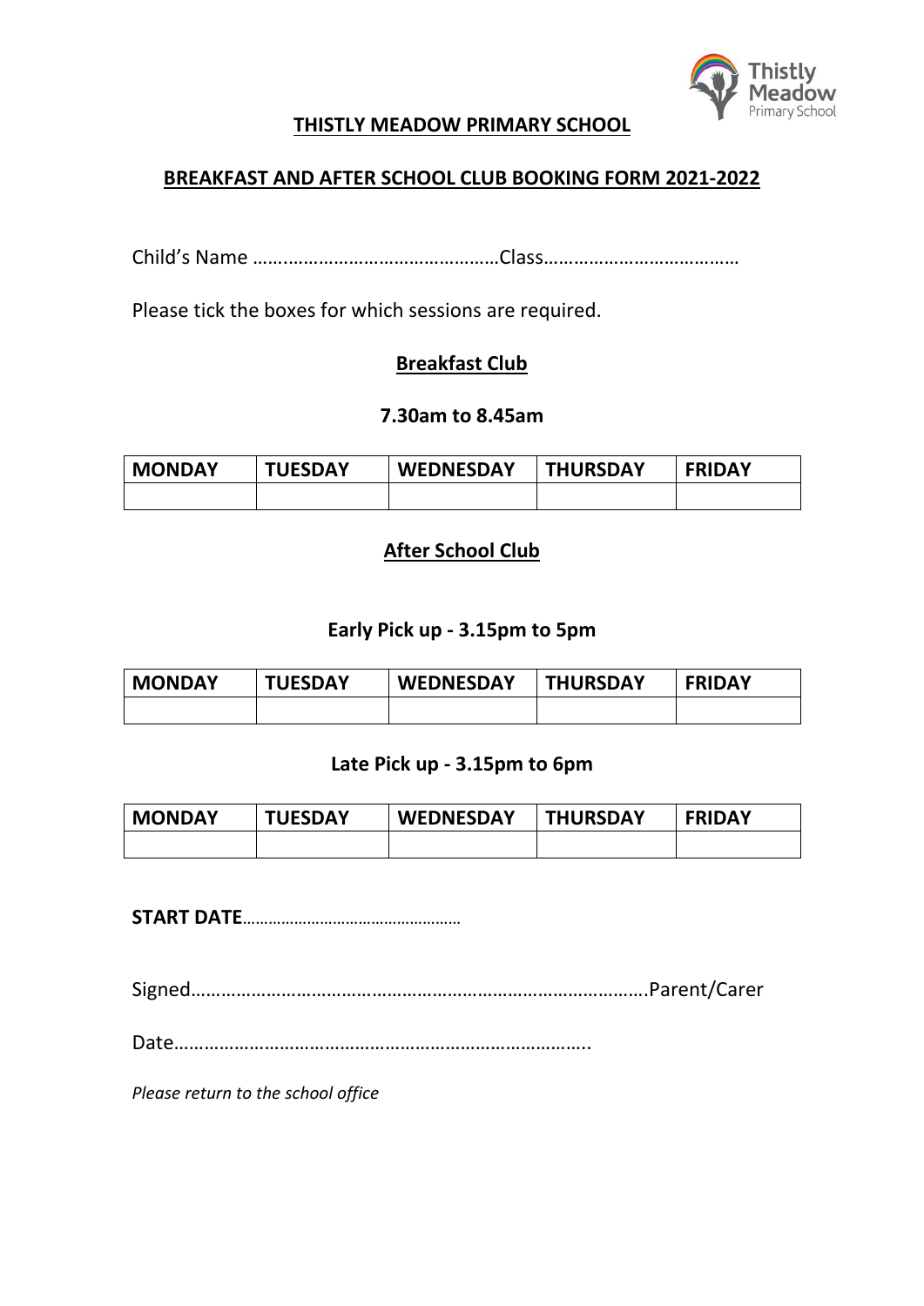**THISTLY MEADOW PRIMARY SCHOOL**

**BREAKFAST AND AFTER SCHOOL CLUB BOOKING FORM 2021-2022**

Child's Name …………………………………………Class…………………………………

Please tick the boxes for which sessions are required.

## Breakfast Club

### 7.30am to 8.45am

| MONDAY | TUESDAY | WEDNESDAY | THURSDAY | FRIDAY |
|---|---|---|---|---|
| | | | | |

## After School Club

### Early Pick up - 3.15pm to 5pm

| MONDAY | TUESDAY | WEDNESDAY | THURSDAY | FRIDAY |
|---|---|---|---|---|
| | | | | |

### Late Pick up - 3.15pm to 6pm

| MONDAY | TUESDAY | WEDNESDAY | THURSDAY | FRIDAY |
|---|---|---|---|---|
| | | | | |

**START DATE**…………………………………………

Signed……………………………………………………………………………….Parent/Carer

Date………………………………………………………………………..

*Please return to the school office*